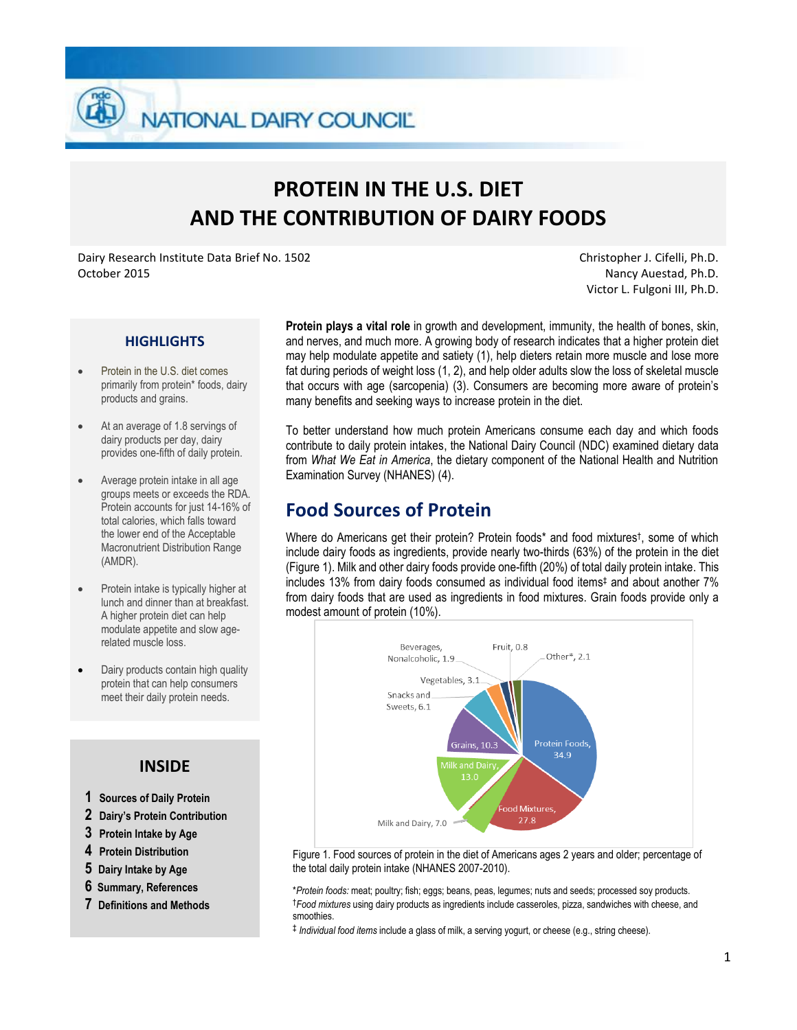NATIONAL DAIRY COUNCIL

# PROTEIN IN THE U.S. DIET AND THE CONTRIBUTION OF DAIRY FOODS

Dairy Research Institute Data Brief No. 1502
October 2015

Christopher J. Cifelli, Ph.D.
Nancy Auestad, Ph.D.
Victor L. Fulgoni III, Ph.D.

### HIGHLIGHTS

- Protein in the U.S. diet comes primarily from protein* foods, dairy products and grains.
- At an average of 1.8 servings of dairy products per day, dairy provides one-fifth of daily protein.
- Average protein intake in all age groups meets or exceeds the RDA. Protein accounts for just 14-16% of total calories, which falls toward the lower end of the Acceptable Macronutrient Distribution Range (AMDR).
- Protein intake is typically higher at lunch and dinner than at breakfast. A higher protein diet can help modulate appetite and slow age-related muscle loss.
- Dairy products contain high quality protein that can help consumers meet their daily protein needs.

### INSIDE

1. Sources of Daily Protein
2. Dairy's Protein Contribution
3. Protein Intake by Age
4. Protein Distribution
5. Dairy Intake by Age
6. Summary, References
7. Definitions and Methods

**Protein plays a vital role** in growth and development, immunity, the health of bones, skin, and nerves, and much more. A growing body of research indicates that a higher protein diet may help modulate appetite and satiety (1), help dieters retain more muscle and lose more fat during periods of weight loss (1, 2), and help older adults slow the loss of skeletal muscle that occurs with age (sarcopenia) (3). Consumers are becoming more aware of protein's many benefits and seeking ways to increase protein in the diet.

To better understand how much protein Americans consume each day and which foods contribute to daily protein intakes, the National Dairy Council (NDC) examined dietary data from *What We Eat in America*, the dietary component of the National Health and Nutrition Examination Survey (NHANES) (4).

## Food Sources of Protein

Where do Americans get their protein? Protein foods* and food mixtures†, some of which include dairy foods as ingredients, provide nearly two-thirds (63%) of the protein in the diet (Figure 1). Milk and other dairy foods provide one-fifth (20%) of total daily protein intake. This includes 13% from dairy foods consumed as individual food items‡ and about another 7% from dairy foods that are used as ingredients in food mixtures. Grain foods provide only a modest amount of protein (10%).

Protein Foods, 34.9; Food Mixtures, 27.8; Milk and Dairy, 7.0; Milk and Dairy, 13.0; Grains, 10.3; Snacks and Sweets, 6.1; Vegetables, 3.1; Beverages, Nonalcoholic, 1.9; Fruit, 0.8; Other*, 2.1

Figure 1. Food sources of protein in the diet of Americans ages 2 years and older; percentage of the total daily protein intake (NHANES 2007-2010).

\**Protein foods:* meat; poultry; fish; eggs; beans, peas, legumes; nuts and seeds; processed soy products.
†*Food mixtures* using dairy products as ingredients include casseroles, pizza, sandwiches with cheese, and smoothies.
‡ *Individual food items* include a glass of milk, a serving yogurt, or cheese (e.g., string cheese).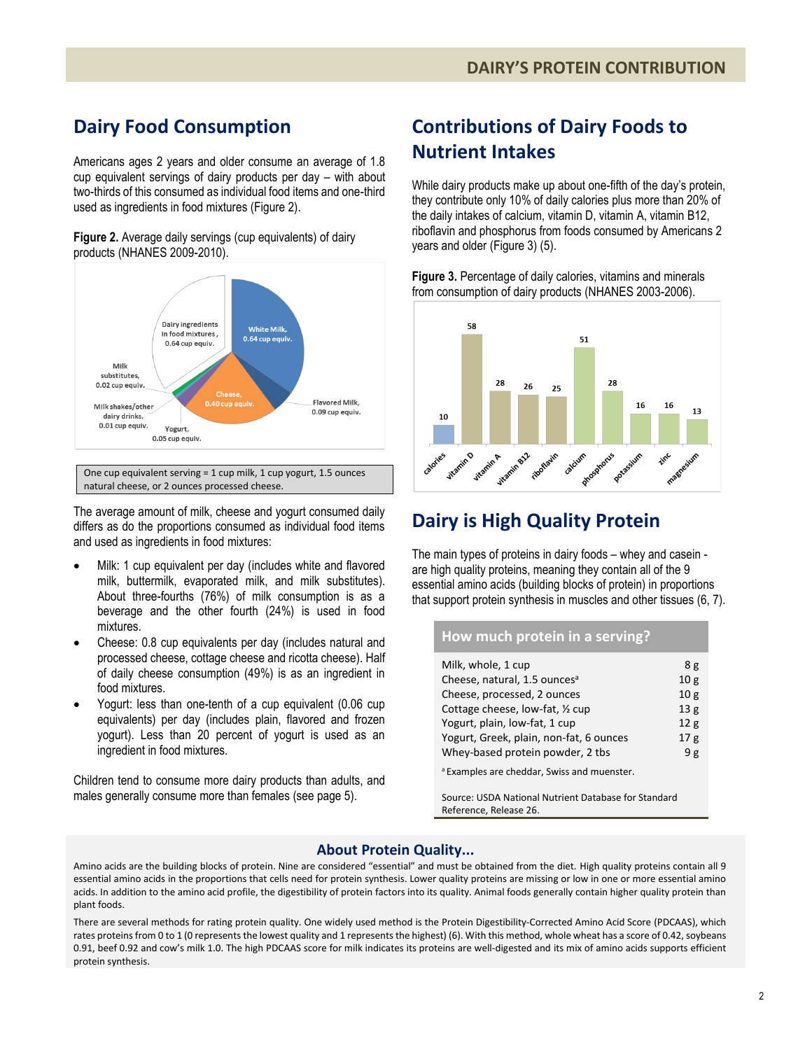## Dairy Food Consumption

Americans ages 2 years and older consume an average of 1.8 cup equivalent servings of dairy products per day – with about two-thirds of this consumed as individual food items and one-third used as ingredients in food mixtures (Figure 2).

**Figure 2.** Average daily servings (cup equivalents) of dairy products (NHANES 2009-2010).

One cup equivalent serving = 1 cup milk, 1 cup yogurt, 1.5 ounces natural cheese, or 2 ounces processed cheese.

The average amount of milk, cheese and yogurt consumed daily differs as do the proportions consumed as individual food items and used as ingredients in food mixtures:

- Milk: 1 cup equivalent per day (includes white and flavored milk, buttermilk, evaporated milk, and milk substitutes). About three-fourths (76%) of milk consumption is as a beverage and the other fourth (24%) is used in food mixtures.
- Cheese: 0.8 cup equivalents per day (includes natural and processed cheese, cottage cheese and ricotta cheese). Half of daily cheese consumption (49%) is as an ingredient in food mixtures.
- Yogurt: less than one-tenth of a cup equivalent (0.06 cup equivalents) per day (includes plain, flavored and frozen yogurt). Less than 20 percent of yogurt is used as an ingredient in food mixtures.

Children tend to consume more dairy products than adults, and males generally consume more than females (see page 5).

## Contributions of Dairy Foods to Nutrient Intakes

While dairy products make up about one-fifth of the day's protein, they contribute only 10% of daily calories plus more than 20% of the daily intakes of calcium, vitamin D, vitamin A, vitamin B12, riboflavin and phosphorus from foods consumed by Americans 2 years and older (Figure 3) (5).

**Figure 3.** Percentage of daily calories, vitamins and minerals from consumption of dairy products (NHANES 2003-2006).

## Dairy is High Quality Protein

The main types of proteins in dairy foods – whey and casein - are high quality proteins, meaning they contain all of the 9 essential amino acids (building blocks of protein) in proportions that support protein synthesis in muscles and other tissues (6, 7).

**How much protein in a serving?**

| Food | Protein |
|---|---|
| Milk, whole, 1 cup | 8 g |
| Cheese, natural, 1.5 ounces[a] | 10 g |
| Cheese, processed, 2 ounces | 10 g |
| Cottage cheese, low-fat, ½ cup | 13 g |
| Yogurt, plain, low-fat, 1 cup | 12 g |
| Yogurt, Greek, plain, non-fat, 6 ounces | 17 g |
| Whey-based protein powder, 2 tbs | 9 g |

[a] Examples are cheddar, Swiss and muenster.

Source: USDA National Nutrient Database for Standard Reference, Release 26.

### About Protein Quality...

Amino acids are the building blocks of protein. Nine are considered "essential" and must be obtained from the diet. High quality proteins contain all 9 essential amino acids in the proportions that cells need for protein synthesis. Lower quality proteins are missing or low in one or more essential amino acids. In addition to the amino acid profile, the digestibility of protein factors into its quality. Animal foods generally contain higher quality protein than plant foods.

There are several methods for rating protein quality. One widely used method is the Protein Digestibility-Corrected Amino Acid Score (PDCAAS), which rates proteins from 0 to 1 (0 represents the lowest quality and 1 represents the highest) (6). With this method, whole wheat has a score of 0.42, soybeans 0.91, beef 0.92 and cow's milk 1.0. The high PDCAAS score for milk indicates its proteins are well-digested and its mix of amino acids supports efficient protein synthesis.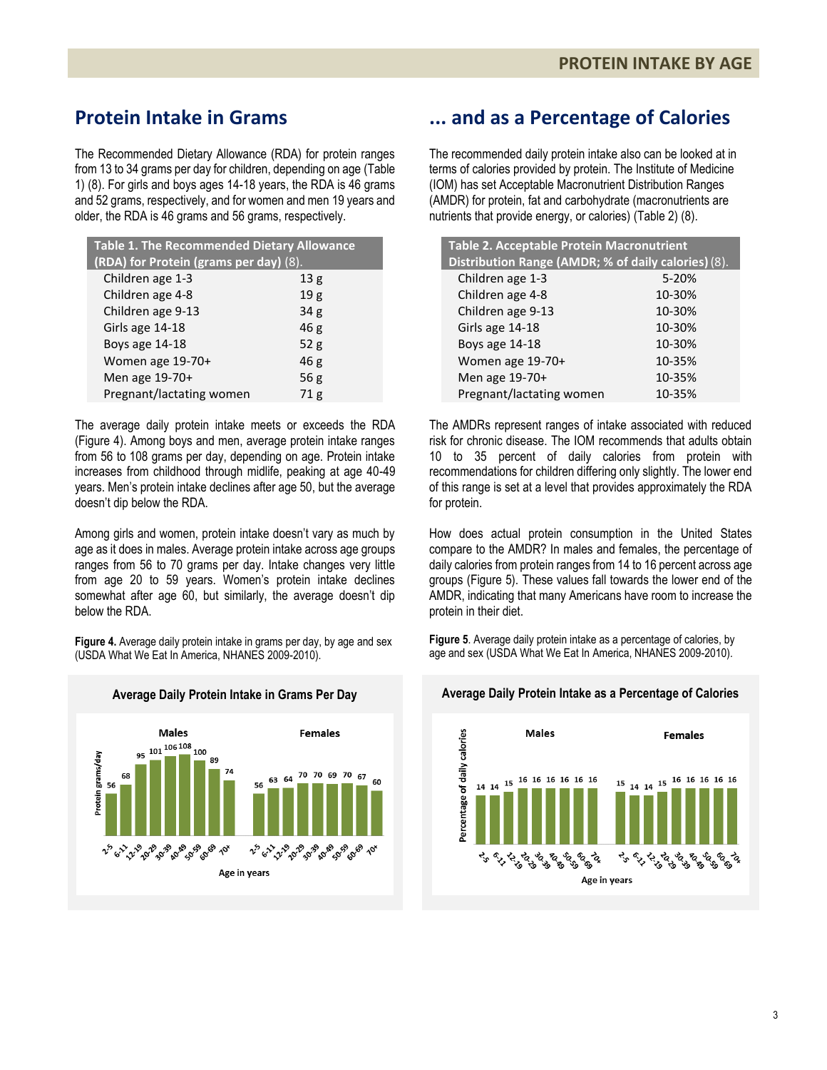## Protein Intake in Grams

The Recommended Dietary Allowance (RDA) for protein ranges from 13 to 34 grams per day for children, depending on age (Table 1) (8). For girls and boys ages 14-18 years, the RDA is 46 grams and 52 grams, respectively, and for women and men 19 years and older, the RDA is 46 grams and 56 grams, respectively.

| Table 1. The Recommended Dietary Allowance (RDA) for Protein (grams per day) (8). | |
|---|---|
| Children age 1-3 | 13 g |
| Children age 4-8 | 19 g |
| Children age 9-13 | 34 g |
| Girls age 14-18 | 46 g |
| Boys age 14-18 | 52 g |
| Women age 19-70+ | 46 g |
| Men age 19-70+ | 56 g |
| Pregnant/lactating women | 71 g |

The average daily protein intake meets or exceeds the RDA (Figure 4). Among boys and men, average protein intake ranges from 56 to 108 grams per day, depending on age. Protein intake increases from childhood through midlife, peaking at age 40-49 years. Men's protein intake declines after age 50, but the average doesn't dip below the RDA.

Among girls and women, protein intake doesn't vary as much by age as it does in males. Average protein intake across age groups ranges from 56 to 70 grams per day. Intake changes very little from age 20 to 59 years. Women's protein intake declines somewhat after age 60, but similarly, the average doesn't dip below the RDA.

**Figure 4.** Average daily protein intake in grams per day, by age and sex (USDA What We Eat In America, NHANES 2009-2010).

## ... and as a Percentage of Calories

The recommended daily protein intake also can be looked at in terms of calories provided by protein. The Institute of Medicine (IOM) has set Acceptable Macronutrient Distribution Ranges (AMDR) for protein, fat and carbohydrate (macronutrients are nutrients that provide energy, or calories) (Table 2) (8).

| Table 2. Acceptable Protein Macronutrient Distribution Range (AMDR; % of daily calories) (8). | |
|---|---|
| Children age 1-3 | 5-20% |
| Children age 4-8 | 10-30% |
| Children age 9-13 | 10-30% |
| Girls age 14-18 | 10-30% |
| Boys age 14-18 | 10-30% |
| Women age 19-70+ | 10-35% |
| Men age 19-70+ | 10-35% |
| Pregnant/lactating women | 10-35% |

The AMDRs represent ranges of intake associated with reduced risk for chronic disease. The IOM recommends that adults obtain 10 to 35 percent of daily calories from protein with recommendations for children differing only slightly. The lower end of this range is set at a level that provides approximately the RDA for protein.

How does actual protein consumption in the United States compare to the AMDR? In males and females, the percentage of daily calories from protein ranges from 14 to 16 percent across age groups (Figure 5). These values fall towards the lower end of the AMDR, indicating that many Americans have room to increase the protein in their diet.

**Figure 5**. Average daily protein intake as a percentage of calories, by age and sex (USDA What We Eat In America, NHANES 2009-2010).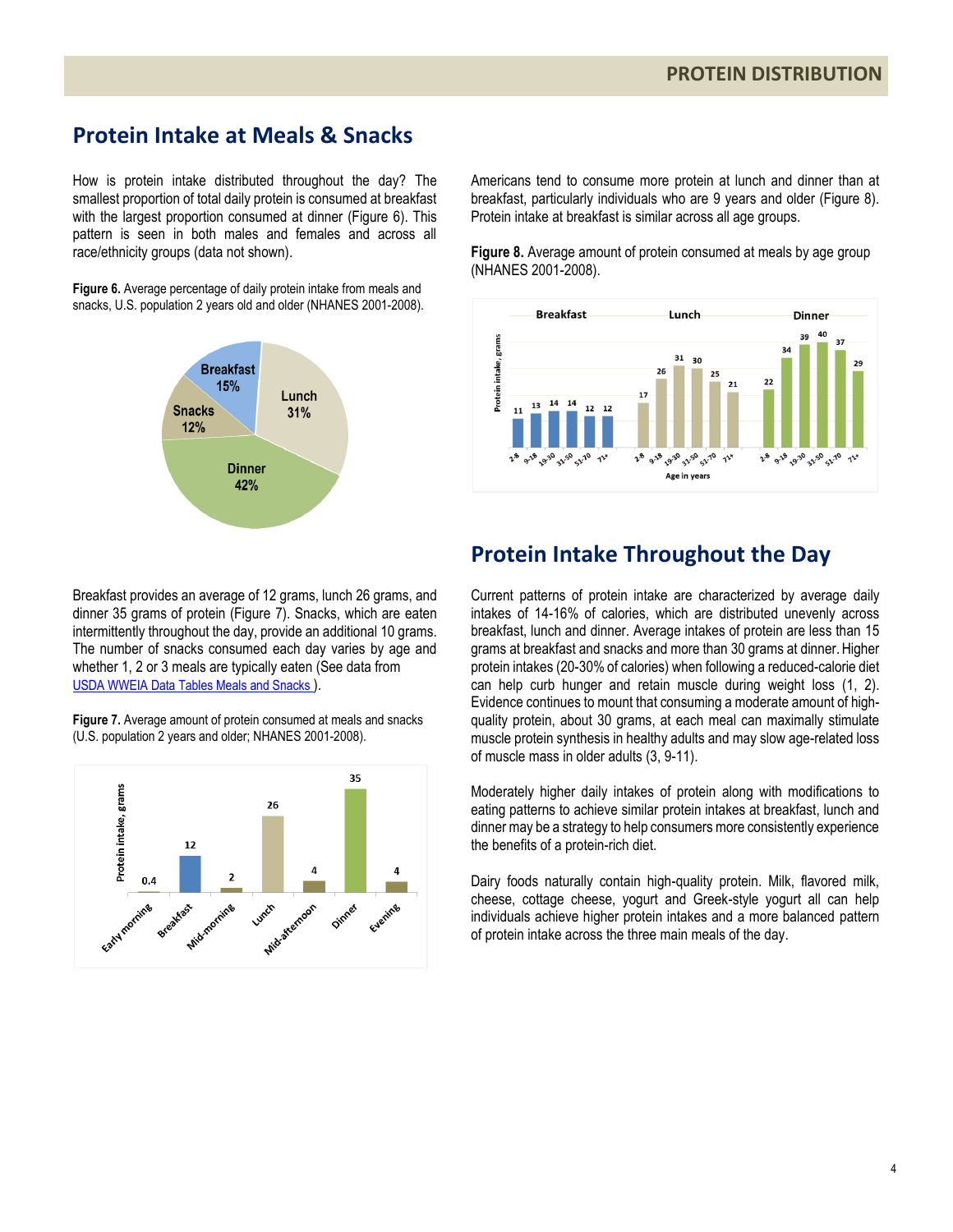## Protein Intake at Meals & Snacks

How is protein intake distributed throughout the day? The smallest proportion of total daily protein is consumed at breakfast with the largest proportion consumed at dinner (Figure 6). This pattern is seen in both males and females and across all race/ethnicity groups (data not shown).

**Figure 6.** Average percentage of daily protein intake from meals and snacks, U.S. population 2 years old and older (NHANES 2001-2008).

Breakfast provides an average of 12 grams, lunch 26 grams, and dinner 35 grams of protein (Figure 7). Snacks, which are eaten intermittently throughout the day, provide an additional 10 grams. The number of snacks consumed each day varies by age and whether 1, 2 or 3 meals are typically eaten (See data from USDA WWEIA Data Tables Meals and Snacks ).

**Figure 7.** Average amount of protein consumed at meals and snacks (U.S. population 2 years and older; NHANES 2001-2008).

Americans tend to consume more protein at lunch and dinner than at breakfast, particularly individuals who are 9 years and older (Figure 8). Protein intake at breakfast is similar across all age groups.

**Figure 8.** Average amount of protein consumed at meals by age group (NHANES 2001-2008).

## Protein Intake Throughout the Day

Current patterns of protein intake are characterized by average daily intakes of 14-16% of calories, which are distributed unevenly across breakfast, lunch and dinner. Average intakes of protein are less than 15 grams at breakfast and snacks and more than 30 grams at dinner. Higher protein intakes (20-30% of calories) when following a reduced-calorie diet can help curb hunger and retain muscle during weight loss (1, 2). Evidence continues to mount that consuming a moderate amount of high-quality protein, about 30 grams, at each meal can maximally stimulate muscle protein synthesis in healthy adults and may slow age-related loss of muscle mass in older adults (3, 9-11).

Moderately higher daily intakes of protein along with modifications to eating patterns to achieve similar protein intakes at breakfast, lunch and dinner may be a strategy to help consumers more consistently experience the benefits of a protein-rich diet.

Dairy foods naturally contain high-quality protein. Milk, flavored milk, cheese, cottage cheese, yogurt and Greek-style yogurt all can help individuals achieve higher protein intakes and a more balanced pattern of protein intake across the three main meals of the day.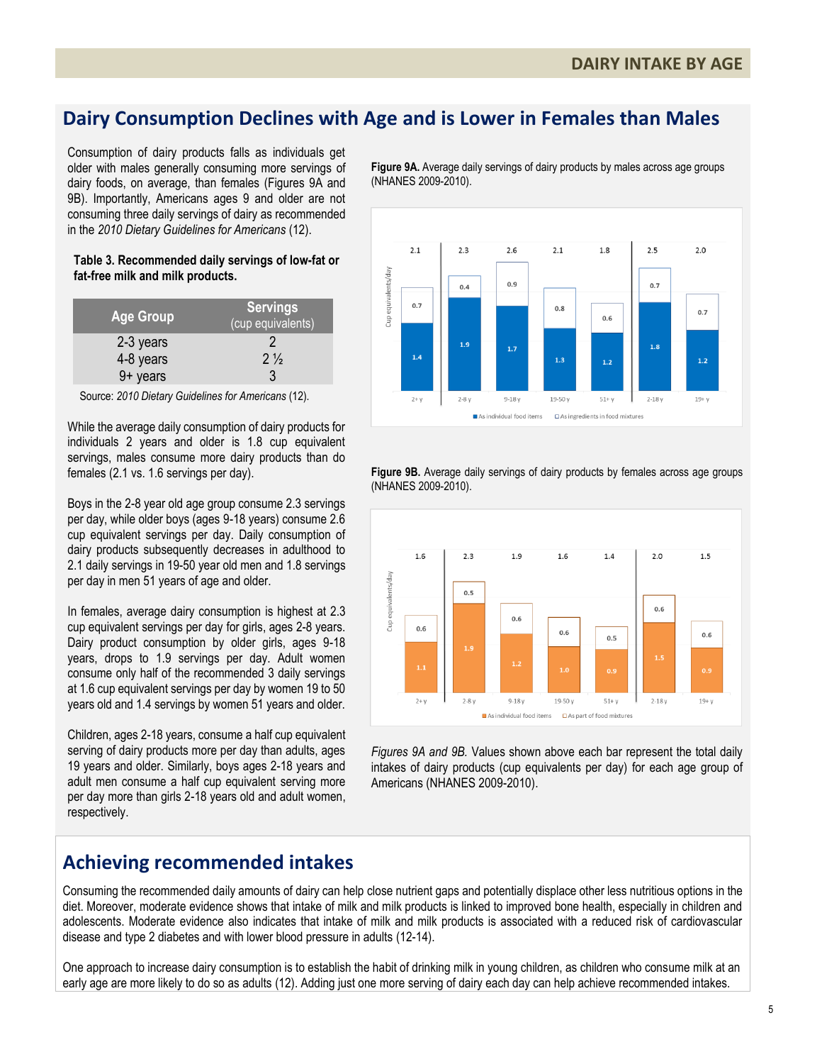## Dairy Consumption Declines with Age and is Lower in Females than Males

Consumption of dairy products falls as individuals get older with males generally consuming more servings of dairy foods, on average, than females (Figures 9A and 9B). Importantly, Americans ages 9 and older are not consuming three daily servings of dairy as recommended in the *2010 Dietary Guidelines for Americans* (12).

**Table 3. Recommended daily servings of low-fat or fat-free milk and milk products.**

| Age Group | Servings (cup equivalents) |
| --- | --- |
| 2-3 years | 2 |
| 4-8 years | 2 ½ |
| 9+ years | 3 |

Source: *2010 Dietary Guidelines for Americans* (12).

While the average daily consumption of dairy products for individuals 2 years and older is 1.8 cup equivalent servings, males consume more dairy products than do females (2.1 vs. 1.6 servings per day).

Boys in the 2-8 year old age group consume 2.3 servings per day, while older boys (ages 9-18 years) consume 2.6 cup equivalent servings per day. Daily consumption of dairy products subsequently decreases in adulthood to 2.1 daily servings in 19-50 year old men and 1.8 servings per day in men 51 years of age and older.

In females, average dairy consumption is highest at 2.3 cup equivalent servings per day for girls, ages 2-8 years. Dairy product consumption by older girls, ages 9-18 years, drops to 1.9 servings per day. Adult women consume only half of the recommended 3 daily servings at 1.6 cup equivalent servings per day by women 19 to 50 years old and 1.4 servings by women 51 years and older.

Children, ages 2-18 years, consume a half cup equivalent serving of dairy products more per day than adults, ages 19 years and older. Similarly, boys ages 2-18 years and adult men consume a half cup equivalent serving more per day more than girls 2-18 years old and adult women, respectively.

**Figure 9A.** Average daily servings of dairy products by males across age groups (NHANES 2009-2010).

| Age group | As individual food items | As ingredients in food mixtures | Total |
| --- | --- | --- | --- |
| 2+ y | 1.4 | 0.7 | 2.1 |
| 2-8 y | 1.9 | 0.4 | 2.3 |
| 9-18 y | 1.7 | 0.9 | 2.6 |
| 19-50 y | 1.3 | 0.8 | 2.1 |
| 51+ y | 1.2 | 0.6 | 1.8 |
| 2-18 y | 1.8 | 0.7 | 2.5 |
| 19+ y | 1.2 | 0.7 | 2.0 |

**Figure 9B.** Average daily servings of dairy products by females across age groups (NHANES 2009-2010).

| Age group | As individual food items | As part of food mixtures | Total |
| --- | --- | --- | --- |
| 2+ y | 1.1 | 0.6 | 1.6 |
| 2-8 y | 1.9 | 0.5 | 2.3 |
| 9-18 y | 1.2 | 0.6 | 1.9 |
| 19-50 y | 1.0 | 0.6 | 1.6 |
| 51+ y | 0.9 | 0.5 | 1.4 |
| 2-18 y | 1.5 | 0.6 | 2.0 |
| 19+ y | 0.9 | 0.6 | 1.5 |

*Figures 9A and 9B.* Values shown above each bar represent the total daily intakes of dairy products (cup equivalents per day) for each age group of Americans (NHANES 2009-2010).

## Achieving recommended intakes

Consuming the recommended daily amounts of dairy can help close nutrient gaps and potentially displace other less nutritious options in the diet. Moreover, moderate evidence shows that intake of milk and milk products is linked to improved bone health, especially in children and adolescents. Moderate evidence also indicates that intake of milk and milk products is associated with a reduced risk of cardiovascular disease and type 2 diabetes and with lower blood pressure in adults (12-14).

One approach to increase dairy consumption is to establish the habit of drinking milk in young children, as children who consume milk at an early age are more likely to do so as adults (12). Adding just one more serving of dairy each day can help achieve recommended intakes.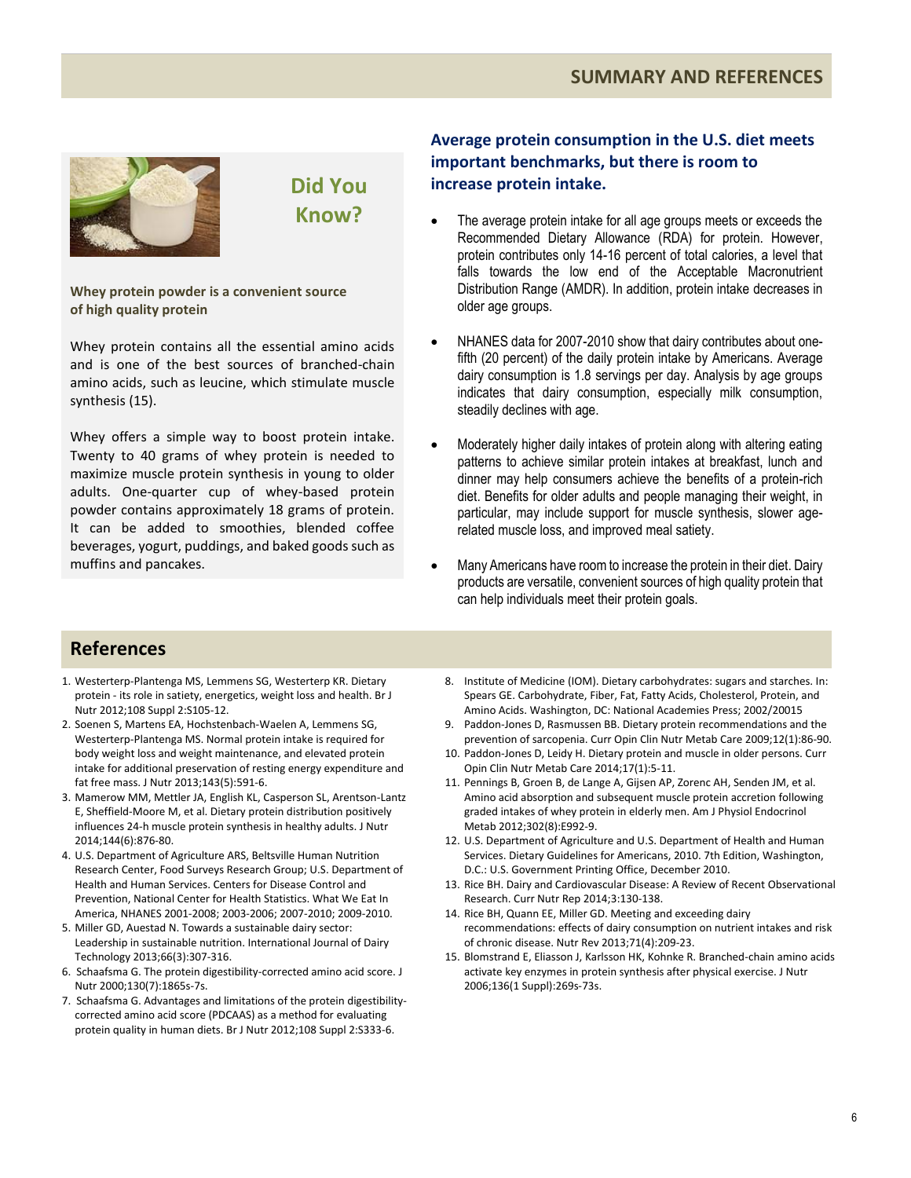## SUMMARY AND REFERENCES

### Did You Know?

**Whey protein powder is a convenient source of high quality protein**

Whey protein contains all the essential amino acids and is one of the best sources of branched-chain amino acids, such as leucine, which stimulate muscle synthesis (15).

Whey offers a simple way to boost protein intake. Twenty to 40 grams of whey protein is needed to maximize muscle protein synthesis in young to older adults. One-quarter cup of whey-based protein powder contains approximately 18 grams of protein. It can be added to smoothies, blended coffee beverages, yogurt, puddings, and baked goods such as muffins and pancakes.

### Average protein consumption in the U.S. diet meets important benchmarks, but there is room to increase protein intake.

- The average protein intake for all age groups meets or exceeds the Recommended Dietary Allowance (RDA) for protein. However, protein contributes only 14-16 percent of total calories, a level that falls towards the low end of the Acceptable Macronutrient Distribution Range (AMDR). In addition, protein intake decreases in older age groups.
- NHANES data for 2007-2010 show that dairy contributes about one-fifth (20 percent) of the daily protein intake by Americans. Average dairy consumption is 1.8 servings per day. Analysis by age groups indicates that dairy consumption, especially milk consumption, steadily declines with age.
- Moderately higher daily intakes of protein along with altering eating patterns to achieve similar protein intakes at breakfast, lunch and dinner may help consumers achieve the benefits of a protein-rich diet. Benefits for older adults and people managing their weight, in particular, may include support for muscle synthesis, slower age-related muscle loss, and improved meal satiety.
- Many Americans have room to increase the protein in their diet. Dairy products are versatile, convenient sources of high quality protein that can help individuals meet their protein goals.

## References

1. Westerterp-Plantenga MS, Lemmens SG, Westerterp KR. Dietary protein - its role in satiety, energetics, weight loss and health. Br J Nutr 2012;108 Suppl 2:S105-12.
2. Soenen S, Martens EA, Hochstenbach-Waelen A, Lemmens SG, Westerterp-Plantenga MS. Normal protein intake is required for body weight loss and weight maintenance, and elevated protein intake for additional preservation of resting energy expenditure and fat free mass. J Nutr 2013;143(5):591-6.
3. Mamerow MM, Mettler JA, English KL, Casperson SL, Arentson-Lantz E, Sheffield-Moore M, et al. Dietary protein distribution positively influences 24-h muscle protein synthesis in healthy adults. J Nutr 2014;144(6):876-80.
4. U.S. Department of Agriculture ARS, Beltsville Human Nutrition Research Center, Food Surveys Research Group; U.S. Department of Health and Human Services. Centers for Disease Control and Prevention, National Center for Health Statistics. What We Eat In America, NHANES 2001-2008; 2003-2006; 2007-2010; 2009-2010.
5. Miller GD, Auestad N. Towards a sustainable dairy sector: Leadership in sustainable nutrition. International Journal of Dairy Technology 2013;66(3):307-316.
6. Schaafsma G. The protein digestibility-corrected amino acid score. J Nutr 2000;130(7):1865s-7s.
7. Schaafsma G. Advantages and limitations of the protein digestibility-corrected amino acid score (PDCAAS) as a method for evaluating protein quality in human diets. Br J Nutr 2012;108 Suppl 2:S333-6.
8. Institute of Medicine (IOM). Dietary carbohydrates: sugars and starches. In: Spears GE. Carbohydrate, Fiber, Fat, Fatty Acids, Cholesterol, Protein, and Amino Acids. Washington, DC: National Academies Press; 2002/20015
9. Paddon-Jones D, Rasmussen BB. Dietary protein recommendations and the prevention of sarcopenia. Curr Opin Clin Nutr Metab Care 2009;12(1):86-90.
10. Paddon-Jones D, Leidy H. Dietary protein and muscle in older persons. Curr Opin Clin Nutr Metab Care 2014;17(1):5-11.
11. Pennings B, Groen B, de Lange A, Gijsen AP, Zorenc AH, Senden JM, et al. Amino acid absorption and subsequent muscle protein accretion following graded intakes of whey protein in elderly men. Am J Physiol Endocrinol Metab 2012;302(8):E992-9.
12. U.S. Department of Agriculture and U.S. Department of Health and Human Services. Dietary Guidelines for Americans, 2010. 7th Edition, Washington, D.C.: U.S. Government Printing Office, December 2010.
13. Rice BH. Dairy and Cardiovascular Disease: A Review of Recent Observational Research. Curr Nutr Rep 2014;3:130-138.
14. Rice BH, Quann EE, Miller GD. Meeting and exceeding dairy recommendations: effects of dairy consumption on nutrient intakes and risk of chronic disease. Nutr Rev 2013;71(4):209-23.
15. Blomstrand E, Eliasson J, Karlsson HK, Kohnke R. Branched-chain amino acids activate key enzymes in protein synthesis after physical exercise. J Nutr 2006;136(1 Suppl):269s-73s.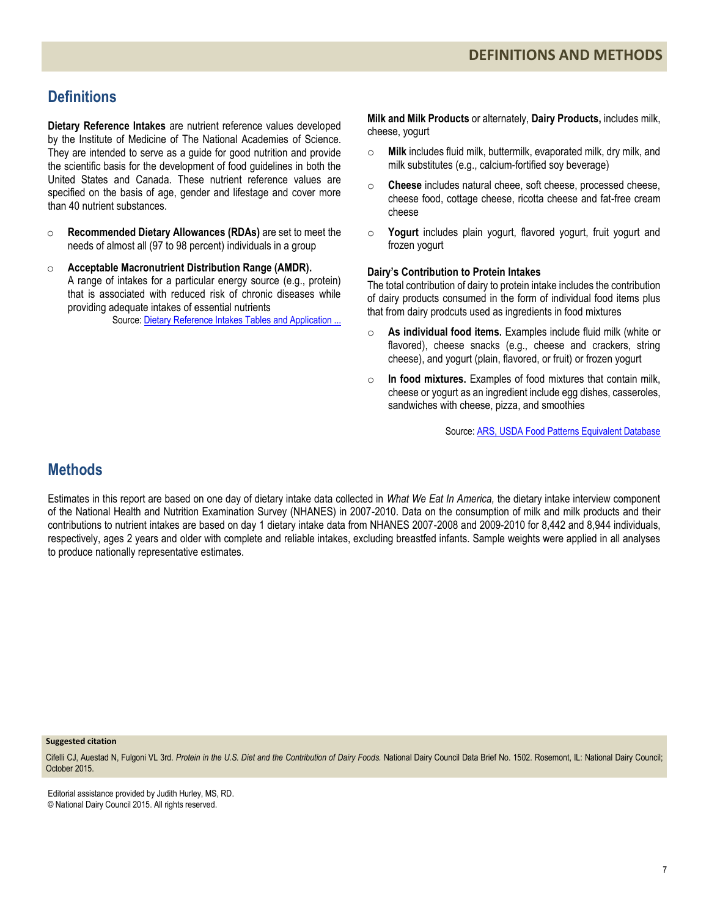## DEFINITIONS AND METHODS

## Definitions

**Dietary Reference Intakes** are nutrient reference values developed by the Institute of Medicine of The National Academies of Science. They are intended to serve as a guide for good nutrition and provide the scientific basis for the development of food guidelines in both the United States and Canada. These nutrient reference values are specified on the basis of age, gender and lifestage and cover more than 40 nutrient substances.

- **Recommended Dietary Allowances (RDAs)** are set to meet the needs of almost all (97 to 98 percent) individuals in a group
- **Acceptable Macronutrient Distribution Range (AMDR).** A range of intakes for a particular energy source (e.g., protein) that is associated with reduced risk of chronic diseases while providing adequate intakes of essential nutrients

Source: Dietary Reference Intakes Tables and Application ...

**Milk and Milk Products** or alternately, **Dairy Products,** includes milk, cheese, yogurt

- **Milk** includes fluid milk, buttermilk, evaporated milk, dry milk, and milk substitutes (e.g., calcium-fortified soy beverage)
- **Cheese** includes natural cheee, soft cheese, processed cheese, cheese food, cottage cheese, ricotta cheese and fat-free cream cheese
- **Yogurt** includes plain yogurt, flavored yogurt, fruit yogurt and frozen yogurt

**Dairy's Contribution to Protein Intakes**

The total contribution of dairy to protein intake includes the contribution of dairy products consumed in the form of individual food items plus that from dairy prodcuts used as ingredients in food mixtures

- **As individual food items.** Examples include fluid milk (white or flavored), cheese snacks (e.g., cheese and crackers, string cheese), and yogurt (plain, flavored, or fruit) or frozen yogurt
- **In food mixtures.** Examples of food mixtures that contain milk, cheese or yogurt as an ingredient include egg dishes, casseroles, sandwiches with cheese, pizza, and smoothies

Source: ARS, USDA Food Patterns Equivalent Database

## Methods

Estimates in this report are based on one day of dietary intake data collected in *What We Eat In America,* the dietary intake interview component of the National Health and Nutrition Examination Survey (NHANES) in 2007-2010. Data on the consumption of milk and milk products and their contributions to nutrient intakes are based on day 1 dietary intake data from NHANES 2007-2008 and 2009-2010 for 8,442 and 8,944 individuals, respectively, ages 2 years and older with complete and reliable intakes, excluding breastfed infants. Sample weights were applied in all analyses to produce nationally representative estimates.

**Suggested citation**

Cifelli CJ, Auestad N, Fulgoni VL 3rd. *Protein in the U.S. Diet and the Contribution of Dairy Foods.* National Dairy Council Data Brief No. 1502. Rosemont, IL: National Dairy Council; October 2015.

Editorial assistance provided by Judith Hurley, MS, RD.
© National Dairy Council 2015. All rights reserved.